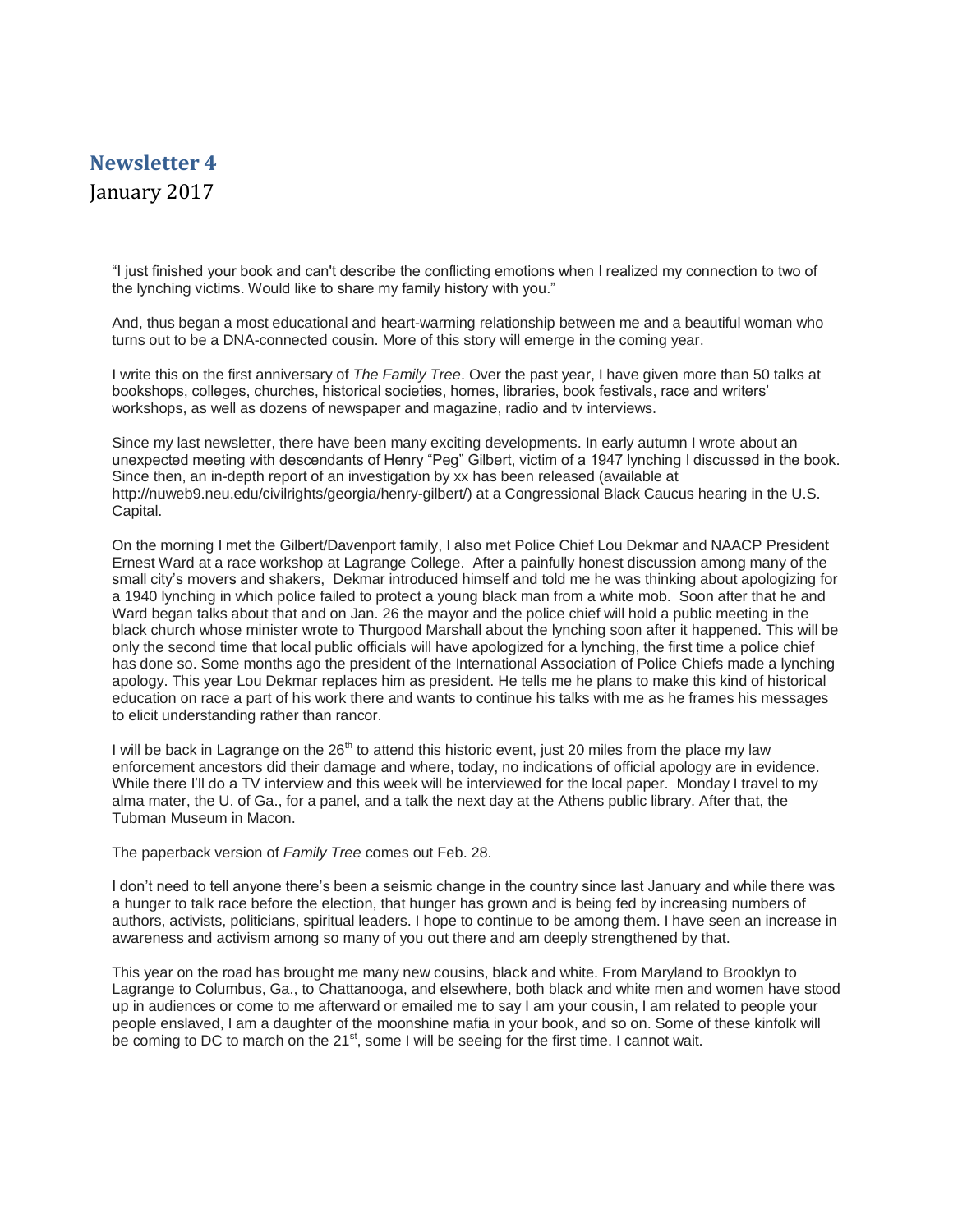## Newsletter 4

January 2017

"I just finished your book and can't describe the conflicting emotions when I realized my connection to two of the lynching victims. Would like to share my family history with you."

And, thus began a most educational and heart-warming relationship between me and a beautiful woman who turns out to be a DNA-connected cousin. More of this story will emerge in the coming year.

I write this on the first anniversary of *The Family Tree*. Over the past year, I have given more than 50 talks at bookshops, colleges, churches, historical societies, homes, libraries, book festivals, race and writers' workshops, as well as dozens of newspaper and magazine, radio and tv interviews.

Since my last newsletter, there have been many exciting developments. In early autumn I wrote about an unexpected meeting with descendants of Henry "Peg" Gilbert, victim of a 1947 lynching I discussed in the book. Since then, an in-depth report of an investigation by xx has been released (available at http://nuweb9.neu.edu/civilrights/georgia/henry-gilbert/) at a Congressional Black Caucus hearing in the U.S. Capital.

On the morning I met the Gilbert/Davenport family, I also met Police Chief Lou Dekmar and NAACP President Ernest Ward at a race workshop at Lagrange College. After a painfully honest discussion among many of the small city's movers and shakers, Dekmar introduced himself and told me he was thinking about apologizing for a 1940 lynching in which police failed to protect a young black man from a white mob. Soon after that he and Ward began talks about that and on Jan. 26 the mayor and the police chief will hold a public meeting in the black church whose minister wrote to Thurgood Marshall about the lynching soon after it happened. This will be only the second time that local public officials will have apologized for a lynching, the first time a police chief has done so. Some months ago the president of the International Association of Police Chiefs made a lynching apology. This year Lou Dekmar replaces him as president. He tells me he plans to make this kind of historical education on race a part of his work there and wants to continue his talks with me as he frames his messages to elicit understanding rather than rancor.

I will be back in Lagrange on the 26th to attend this historic event, just 20 miles from the place my law enforcement ancestors did their damage and where, today, no indications of official apology are in evidence. While there I'll do a TV interview and this week will be interviewed for the local paper. Monday I travel to my alma mater, the U. of Ga., for a panel, and a talk the next day at the Athens public library. After that, the Tubman Museum in Macon.

The paperback version of *Family Tree* comes out Feb. 28.

I don't need to tell anyone there's been a seismic change in the country since last January and while there was a hunger to talk race before the election, that hunger has grown and is being fed by increasing numbers of authors, activists, politicians, spiritual leaders. I hope to continue to be among them. I have seen an increase in awareness and activism among so many of you out there and am deeply strengthened by that.

This year on the road has brought me many new cousins, black and white. From Maryland to Brooklyn to Lagrange to Columbus, Ga., to Chattanooga, and elsewhere, both black and white men and women have stood up in audiences or come to me afterward or emailed me to say I am your cousin, I am related to people your people enslaved, I am a daughter of the moonshine mafia in your book, and so on. Some of these kinfolk will be coming to DC to march on the 21st, some I will be seeing for the first time. I cannot wait.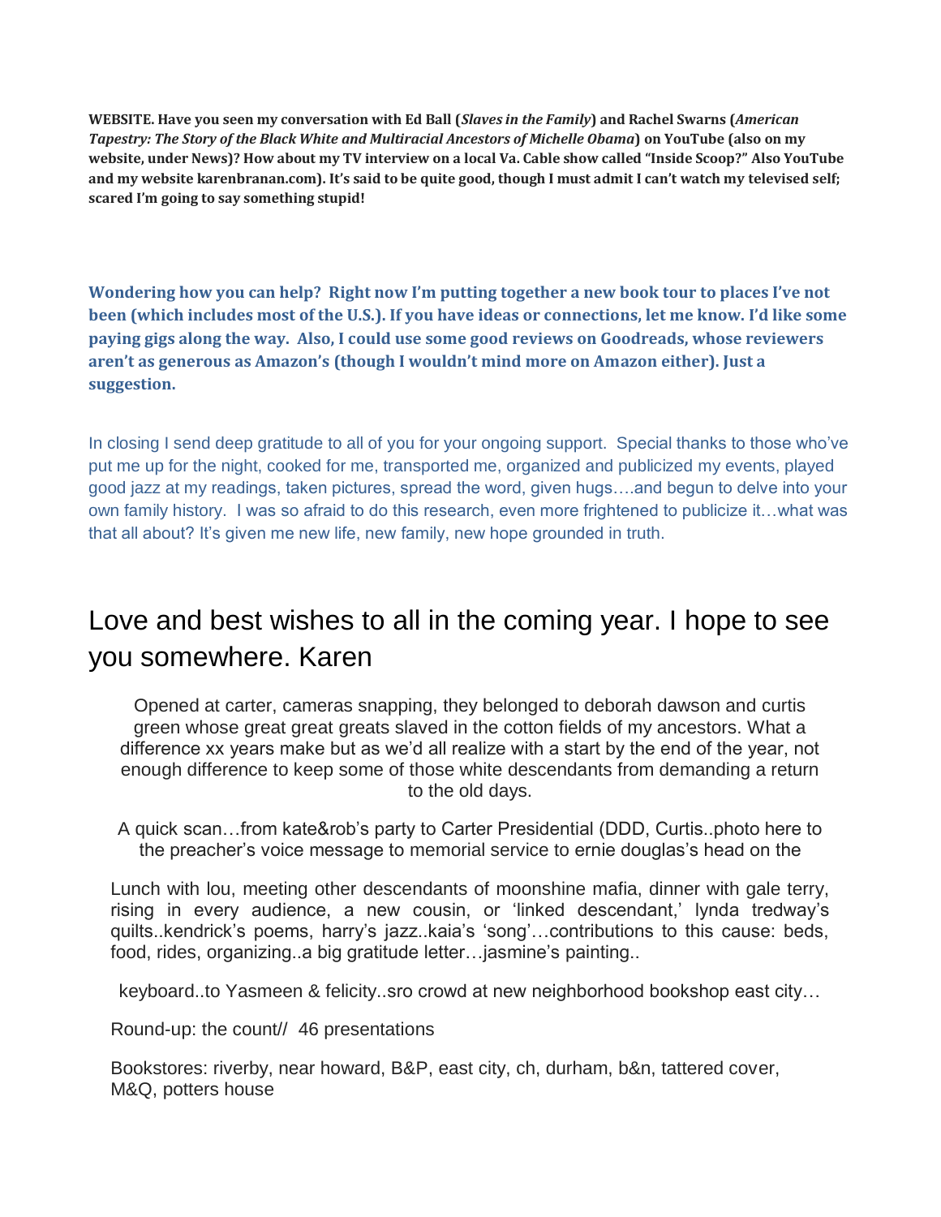**WEBSITE. Have you seen my conversation with Ed Ball (*Slaves in the Family*) and Rachel Swarns (*American Tapestry: The Story of the Black White and Multiracial Ancestors of Michelle Obama*) on YouTube (also on my website, under News)? How about my TV interview on a local Va. Cable show called "Inside Scoop?" Also YouTube and my website karenbranan.com). It's said to be quite good, though I must admit I can't watch my televised self; scared I'm going to say something stupid!**

**Wondering how you can help? Right now I'm putting together a new book tour to places I've not been (which includes most of the U.S.). If you have ideas or connections, let me know. I'd like some paying gigs along the way. Also, I could use some good reviews on Goodreads, whose reviewers aren't as generous as Amazon's (though I wouldn't mind more on Amazon either). Just a suggestion.**

In closing I send deep gratitude to all of you for your ongoing support. Special thanks to those who've put me up for the night, cooked for me, transported me, organized and publicized my events, played good jazz at my readings, taken pictures, spread the word, given hugs….and begun to delve into your own family history. I was so afraid to do this research, even more frightened to publicize it…what was that all about? It's given me new life, new family, new hope grounded in truth.

## Love and best wishes to all in the coming year. I hope to see you somewhere. Karen

Opened at carter, cameras snapping, they belonged to deborah dawson and curtis green whose great great greats slaved in the cotton fields of my ancestors. What a difference xx years make but as we'd all realize with a start by the end of the year, not enough difference to keep some of those white descendants from demanding a return to the old days.

A quick scan…from kate&rob's party to Carter Presidential (DDD, Curtis..photo here to the preacher's voice message to memorial service to ernie douglas's head on the

Lunch with lou, meeting other descendants of moonshine mafia, dinner with gale terry, rising in every audience, a new cousin, or 'linked descendant,' lynda tredway's quilts..kendrick's poems, harry's jazz..kaia's 'song'…contributions to this cause: beds, food, rides, organizing..a big gratitude letter…jasmine's painting..

keyboard..to Yasmeen & felicity..sro crowd at new neighborhood bookshop east city…

Round-up: the count// 46 presentations

Bookstores: riverby, near howard, B&P, east city, ch, durham, b&n, tattered cover, M&Q, potters house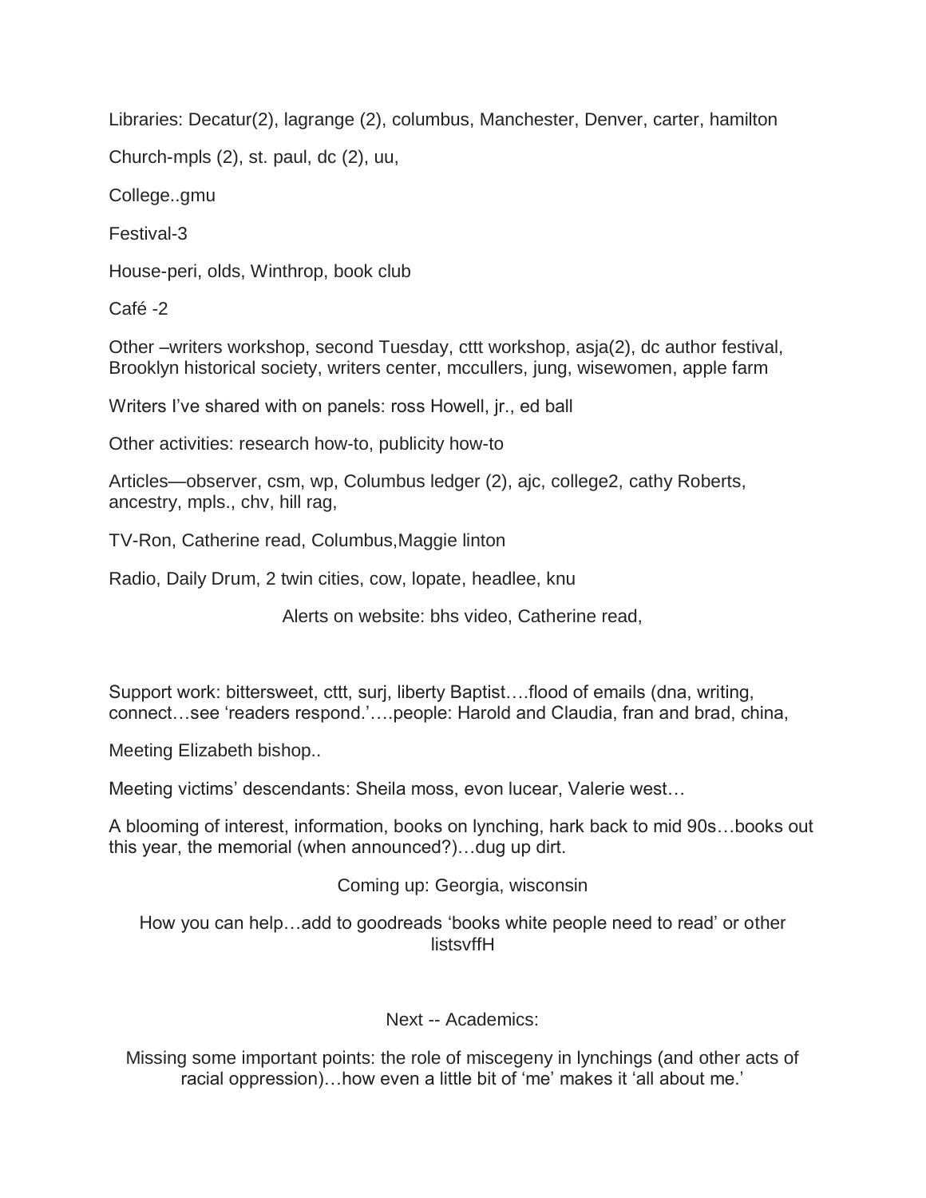Libraries: Decatur(2), lagrange (2), columbus, Manchester, Denver, carter, hamilton

Church-mpls (2), st. paul, dc (2), uu,

College..gmu

Festival-3

House-peri, olds, Winthrop, book club

Café -2

Other –writers workshop, second Tuesday, cttt workshop, asja(2), dc author festival, Brooklyn historical society, writers center, mccullers, jung, wisewomen, apple farm

Writers I've shared with on panels: ross Howell, jr., ed ball

Other activities: research how-to, publicity how-to

Articles—observer, csm, wp, Columbus ledger (2), ajc, college2, cathy Roberts, ancestry, mpls., chv, hill rag,

TV-Ron, Catherine read, Columbus,Maggie linton

Radio, Daily Drum, 2 twin cities, cow, lopate, headlee, knu

Alerts on website: bhs video, Catherine read,

Support work: bittersweet, cttt, surj, liberty Baptist….flood of emails (dna, writing, connect…see 'readers respond.'….people: Harold and Claudia, fran and brad, china,

Meeting Elizabeth bishop..

Meeting victims' descendants: Sheila moss, evon lucear, Valerie west…

A blooming of interest, information, books on lynching, hark back to mid 90s…books out this year, the memorial (when announced?)…dug up dirt.

Coming up: Georgia, wisconsin

How you can help…add to goodreads 'books white people need to read' or other listsvffH

Next -- Academics:

Missing some important points: the role of miscegeny in lynchings (and other acts of racial oppression)…how even a little bit of 'me' makes it 'all about me.'